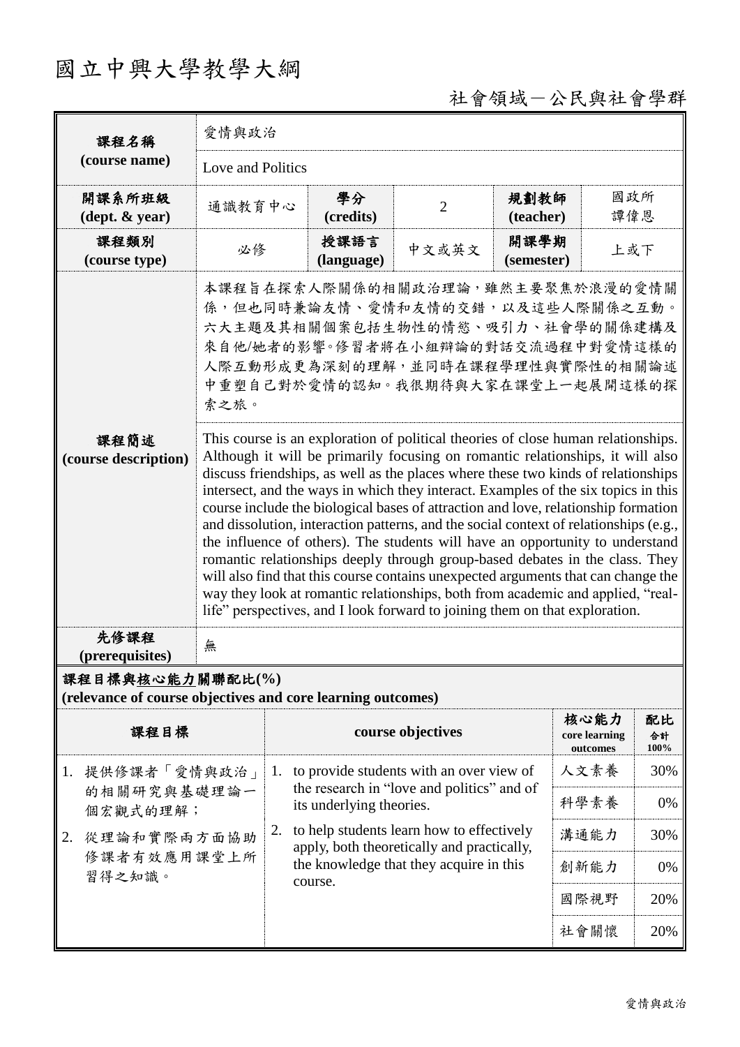# 國立中興大學教學大綱

社會領域－公民與社會學群

| 課程名稱 (course name) | 愛情與政治 | | | | |
|---|---|---|---|---|---|
| | Love and Politics | | | | |
| 開課系所班級 (dept. & year) | 通識教育中心 | 學分 (credits) | 2 | 規劃教師 (teacher) | 國政所 譚偉恩 |
| 課程類別 (course type) | 必修 | 授課語言 (language) | 中文或英文 | 開課學期 (semester) | 上或下 |
| 課程簡述 (course description) | 本課程旨在探索人際關係的相關政治理論，雖然主要聚焦於浪漫的愛情關係，但也同時兼論友情、愛情和友情的交錯，以及這些人際關係之互動。六大主題及其相關個案包括生物性的情慾、吸引力、社會學的關係建構及來自他/她者的影響。修習者將在小組辯論的對話交流過程中對愛情這樣的人際互動形成更為深刻的理解，並同時在課程學理性與實際性的相關論述中重塑自己對於愛情的認知。我很期待與大家在課堂上一起展開這樣的探索之旅。 | | | | |
| | This course is an exploration of political theories of close human relationships. Although it will be primarily focusing on romantic relationships, it will also discuss friendships, as well as the places where these two kinds of relationships intersect, and the ways in which they interact. Examples of the six topics in this course include the biological bases of attraction and love, relationship formation and dissolution, interaction patterns, and the social context of relationships (e.g., the influence of others). The students will have an opportunity to understand romantic relationships deeply through group-based debates in the class. They will also find that this course contains unexpected arguments that can change the way they look at romantic relationships, both from academic and applied, "real-life" perspectives, and I look forward to joining them on that exploration. | | | | |
| 先修課程 (prerequisites) | 無 | | | | |

**課程目標與核心能力關聯配比(%)**
**(relevance of course objectives and core learning outcomes)**

| 課程目標 | course objectives | 核心能力 core learning outcomes | 配比 合計 100% |
|---|---|---|---|
| 1. 提供修課者「愛情與政治」的相關研究與基礎理論一個宏觀式的理解；<br>2. 從理論和實際兩方面協助修課者有效應用課堂上所習得之知識。 | 1. to provide students with an over view of the research in "love and politics" and of its underlying theories.<br>2. to help students learn how to effectively apply, both theoretically and practically, the knowledge that they acquire in this course. | 人文素養 | 30% |
| | | 科學素養 | 0% |
| | | 溝通能力 | 30% |
| | | 創新能力 | 0% |
| | | 國際視野 | 20% |
| | | 社會關懷 | 20% |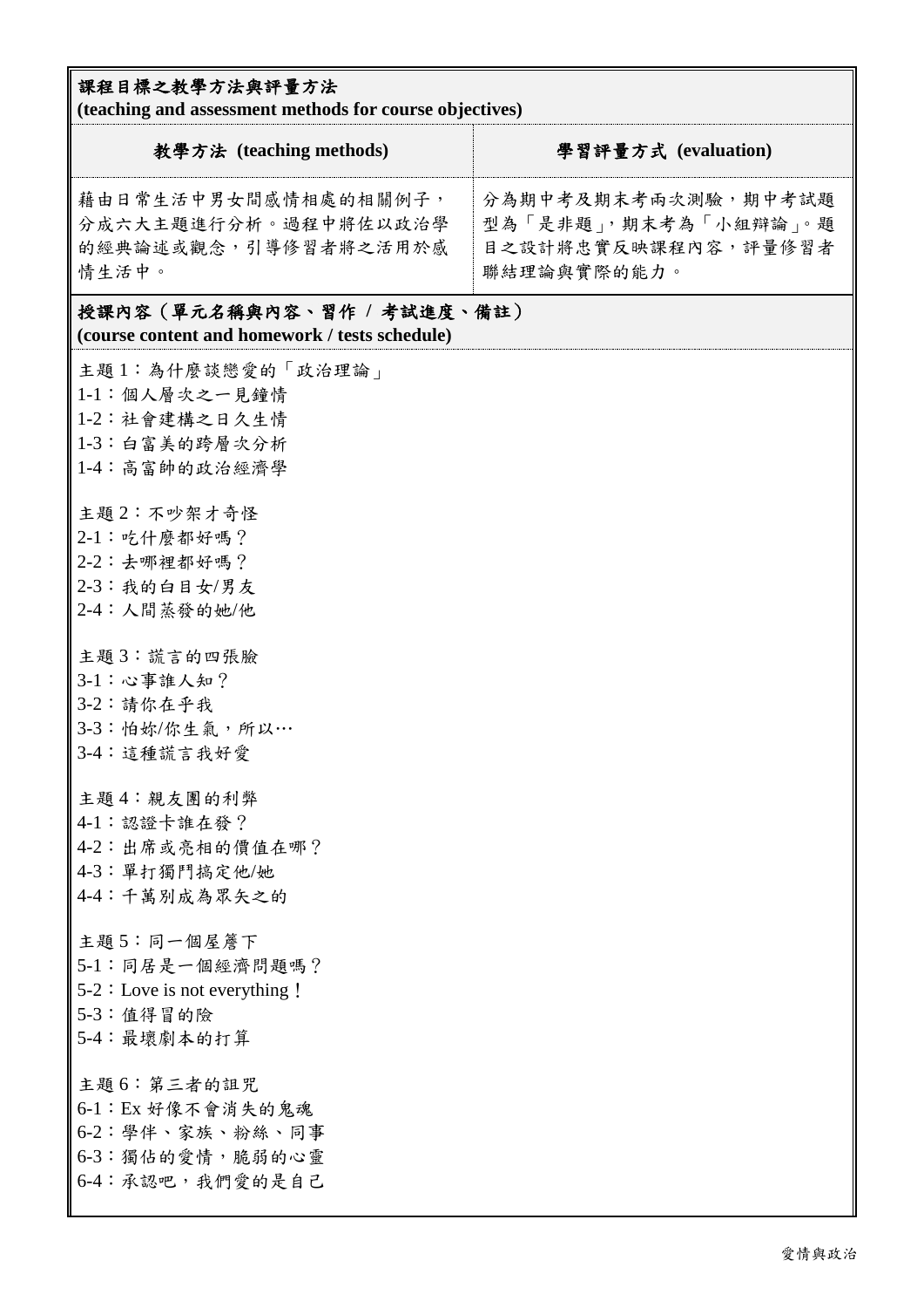## 課程目標之教學方法與評量方法
**(teaching and assessment methods for course objectives)**

| 教學方法 (teaching methods) | 學習評量方式 (evaluation) |
|---|---|
| 藉由日常生活中男女間感情相處的相關例子，分成六大主題進行分析。過程中將佐以政治學的經典論述或觀念，引導修習者將之活用於感情生活中。 | 分為期中考及期末考兩次測驗，期中考試題型為「是非題」，期末考為「小組辯論」。題目之設計將忠實反映課程內容，評量修習者聯結理論與實際的能力。 |

## 授課內容（單元名稱與內容、習作 / 考試進度、備註）
**(course content and homework / tests schedule)**

主題 1：為什麼談戀愛的「政治理論」
1-1：個人層次之一見鍾情
1-2：社會建構之日久生情
1-3：白富美的跨層次分析
1-4：高富帥的政治經濟學

主題 2：不吵架才奇怪
2-1：吃什麼都好嗎？
2-2：去哪裡都好嗎？
2-3：我的白目女/男友
2-4：人間蒸發的她/他

主題 3：謊言的四張臉
3-1：心事誰人知？
3-2：請你在乎我
3-3：怕妳/你生氣，所以…
3-4：這種謊言我好愛

主題 4：親友團的利弊
4-1：認證卡誰在發？
4-2：出席或亮相的價值在哪？
4-3：單打獨鬥搞定他/她
4-4：千萬別成為眾矢之的

主題 5：同一個屋簷下
5-1：同居是一個經濟問題嗎？
5-2：Love is not everything！
5-3：值得冒的險
5-4：最壞劇本的打算

主題 6：第三者的詛咒
6-1：Ex 好像不會消失的鬼魂
6-2：學伴、家族、粉絲、同事
6-3：獨佔的愛情，脆弱的心靈
6-4：承認吧，我們愛的是自己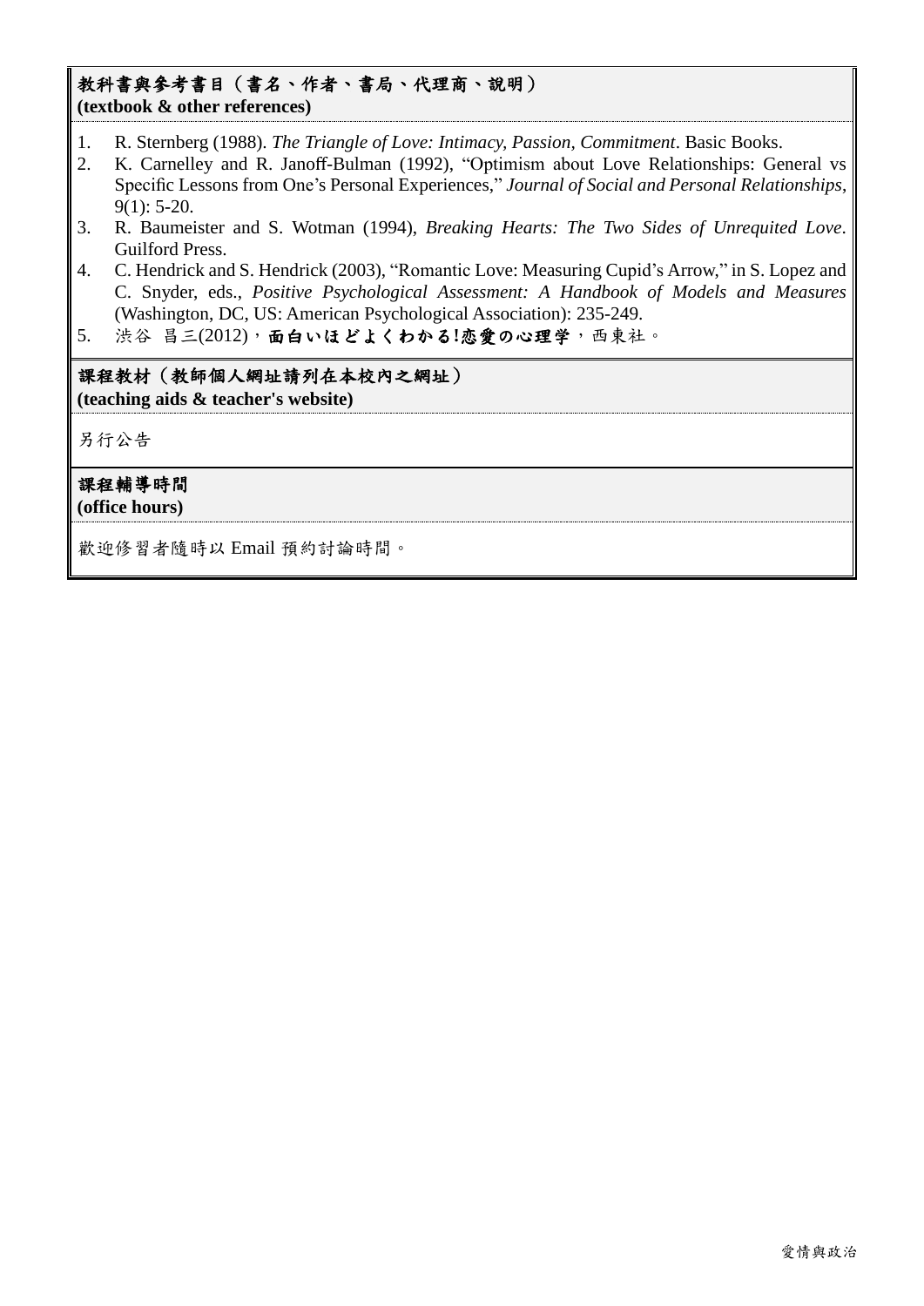**教科書與參考書目（書名、作者、書局、代理商、說明）**
**(textbook & other references)**

1. R. Sternberg (1988). *The Triangle of Love: Intimacy, Passion, Commitment*. Basic Books.
2. K. Carnelley and R. Janoff-Bulman (1992), "Optimism about Love Relationships: General vs Specific Lessons from One's Personal Experiences," *Journal of Social and Personal Relationships*, 9(1): 5-20.
3. R. Baumeister and S. Wotman (1994), *Breaking Hearts: The Two Sides of Unrequited Love*. Guilford Press.
4. C. Hendrick and S. Hendrick (2003), "Romantic Love: Measuring Cupid's Arrow," in S. Lopez and C. Snyder, eds., *Positive Psychological Assessment: A Handbook of Models and Measures* (Washington, DC, US: American Psychological Association): 235-249.
5. 渋谷 昌三(2012)，**面白いほどよくわかる!恋愛の心理学**，西東社。

**課程教材（教師個人網址請列在本校內之網址）**
**(teaching aids & teacher's website)**

另行公告

**課程輔導時間**
**(office hours)**

歡迎修習者隨時以 Email 預約討論時間。